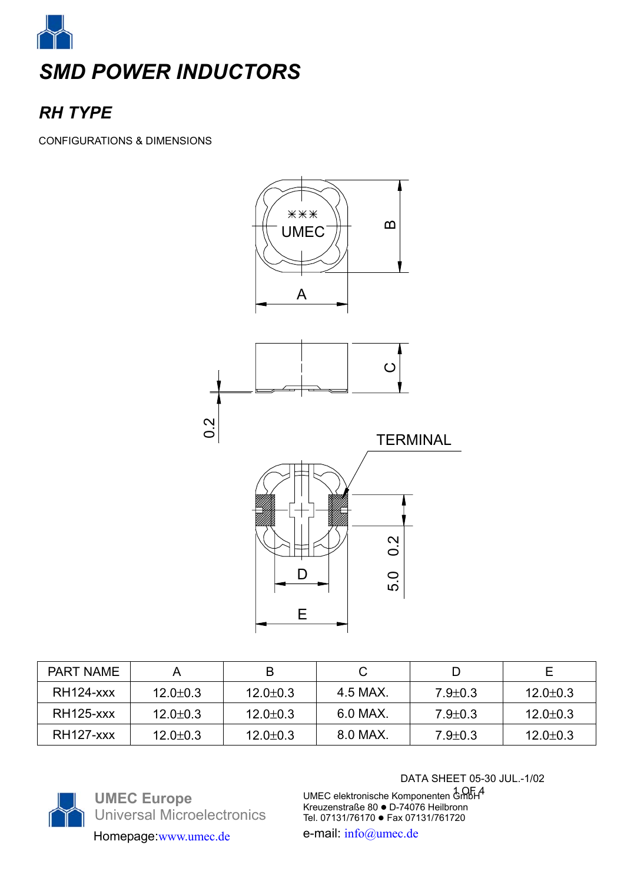# SMD POWER INDUCTORS

## RH TYPE

CONFIGURATIONS & DIMENSIONS

| PART NAME | A | B | C | D | E |
|---|---|---|---|---|---|
| RH124-xxx | 12.0±0.3 | 12.0±0.3 | 4.5 MAX. | 7.9±0.3 | 12.0±0.3 |
| RH125-xxx | 12.0±0.3 | 12.0±0.3 | 6.0 MAX. | 7.9±0.3 | 12.0±0.3 |
| RH127-xxx | 12.0±0.3 | 12.0±0.3 | 8.0 MAX. | 7.9±0.3 | 12.0±0.3 |

DATA SHEET 05-30 JUL.-1/02

**UMEC Europe**
Universal Microelectronics
Homepage:www.umec.de

UMEC elektronische Komponenten GmbH
Kreuzenstraße 80 ● D-74076 Heilbronn
Tel. 07131/76170 ● Fax 07131/761720
e-mail: info@umec.de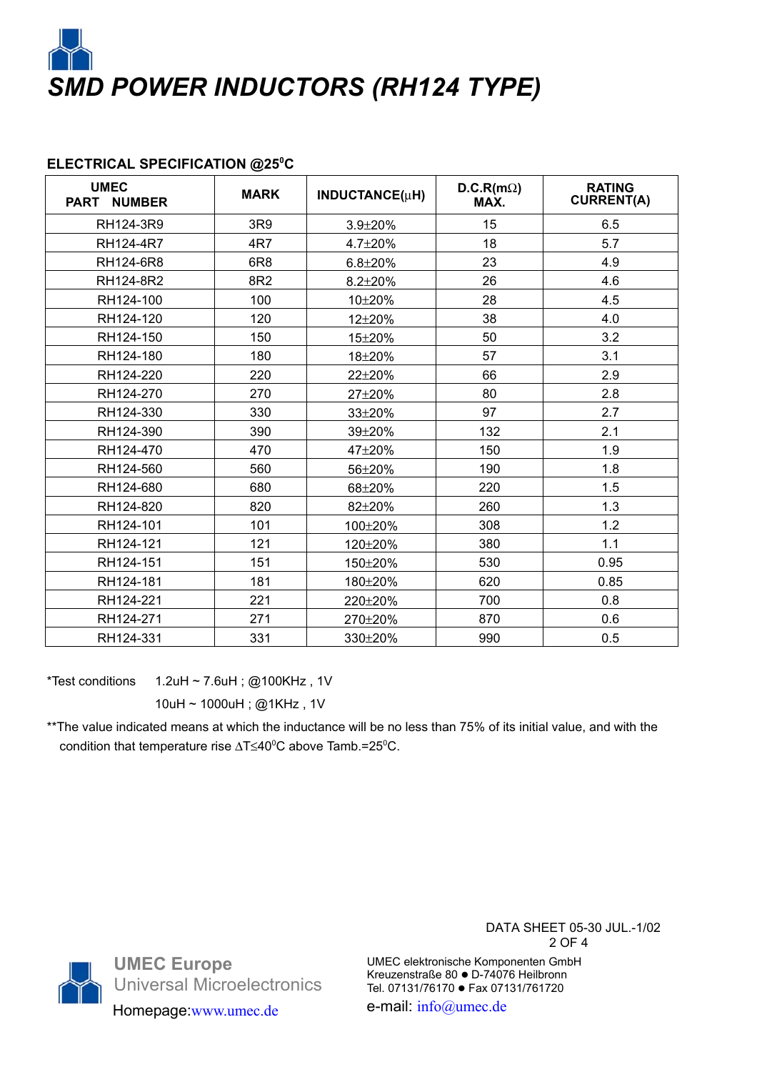# *SMD POWER INDUCTORS (RH124 TYPE)*

**ELECTRICAL SPECIFICATION @25°C**

| UMEC PART NUMBER | MARK | INDUCTANCE(μH) | D.C.R(mΩ) MAX. | RATING CURRENT(A) |
|---|---|---|---|---|
| RH124-3R9 | 3R9 | 3.9±20% | 15 | 6.5 |
| RH124-4R7 | 4R7 | 4.7±20% | 18 | 5.7 |
| RH124-6R8 | 6R8 | 6.8±20% | 23 | 4.9 |
| RH124-8R2 | 8R2 | 8.2±20% | 26 | 4.6 |
| RH124-100 | 100 | 10±20% | 28 | 4.5 |
| RH124-120 | 120 | 12±20% | 38 | 4.0 |
| RH124-150 | 150 | 15±20% | 50 | 3.2 |
| RH124-180 | 180 | 18±20% | 57 | 3.1 |
| RH124-220 | 220 | 22±20% | 66 | 2.9 |
| RH124-270 | 270 | 27±20% | 80 | 2.8 |
| RH124-330 | 330 | 33±20% | 97 | 2.7 |
| RH124-390 | 390 | 39±20% | 132 | 2.1 |
| RH124-470 | 470 | 47±20% | 150 | 1.9 |
| RH124-560 | 560 | 56±20% | 190 | 1.8 |
| RH124-680 | 680 | 68±20% | 220 | 1.5 |
| RH124-820 | 820 | 82±20% | 260 | 1.3 |
| RH124-101 | 101 | 100±20% | 308 | 1.2 |
| RH124-121 | 121 | 120±20% | 380 | 1.1 |
| RH124-151 | 151 | 150±20% | 530 | 0.95 |
| RH124-181 | 181 | 180±20% | 620 | 0.85 |
| RH124-221 | 221 | 220±20% | 700 | 0.8 |
| RH124-271 | 271 | 270±20% | 870 | 0.6 |
| RH124-331 | 331 | 330±20% | 990 | 0.5 |

*Test conditions 1.2uH ~ 7.6uH ; @100KHz , 1V

10uH ~ 1000uH ; @1KHz , 1V

**The value indicated means at which the inductance will be no less than 75% of its initial value, and with the condition that temperature rise $\Delta T \leq 40^0C$ above Tamb.=$25^0C$.

DATA SHEET 05-30 JUL.-1/02

UMEC Europe
Universal Microelectronics
Homepage:www.umec.de

UMEC elektronische Komponenten GmbH
Kreuzenstraße 80 ● D-74076 Heilbronn
Tel. 07131/76170 ● Fax 07131/761720
e-mail: info@umec.de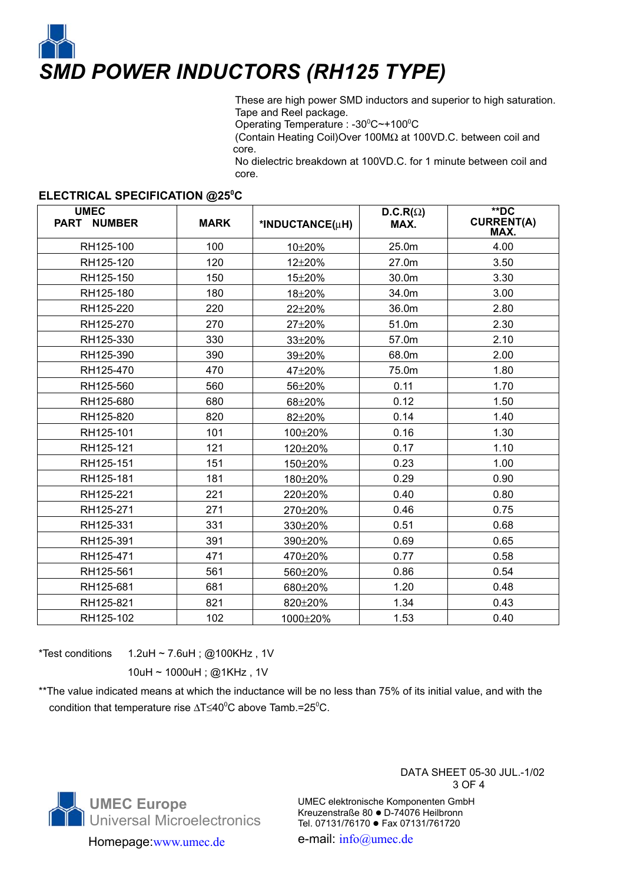# SMD POWER INDUCTORS (RH125 TYPE)

These are high power SMD inductors and superior to high saturation.
Tape and Reel package.
Operating Temperature : -30$^0$C~+100$^0$C
(Contain Heating Coil)Over 100MΩ at 100VD.C. between coil and core.
No dielectric breakdown at 100VD.C. for 1 minute between coil and core.

## ELECTRICAL SPECIFICATION @25$^0$C

| UMEC PART NUMBER | MARK | *INDUCTANCE(μH) | D.C.R(Ω) MAX. | **DC CURRENT(A) MAX. |
|---|---|---|---|---|
| RH125-100 | 100 | 10±20% | 25.0m | 4.00 |
| RH125-120 | 120 | 12±20% | 27.0m | 3.50 |
| RH125-150 | 150 | 15±20% | 30.0m | 3.30 |
| RH125-180 | 180 | 18±20% | 34.0m | 3.00 |
| RH125-220 | 220 | 22±20% | 36.0m | 2.80 |
| RH125-270 | 270 | 27±20% | 51.0m | 2.30 |
| RH125-330 | 330 | 33±20% | 57.0m | 2.10 |
| RH125-390 | 390 | 39±20% | 68.0m | 2.00 |
| RH125-470 | 470 | 47±20% | 75.0m | 1.80 |
| RH125-560 | 560 | 56±20% | 0.11 | 1.70 |
| RH125-680 | 680 | 68±20% | 0.12 | 1.50 |
| RH125-820 | 820 | 82±20% | 0.14 | 1.40 |
| RH125-101 | 101 | 100±20% | 0.16 | 1.30 |
| RH125-121 | 121 | 120±20% | 0.17 | 1.10 |
| RH125-151 | 151 | 150±20% | 0.23 | 1.00 |
| RH125-181 | 181 | 180±20% | 0.29 | 0.90 |
| RH125-221 | 221 | 220±20% | 0.40 | 0.80 |
| RH125-271 | 271 | 270±20% | 0.46 | 0.75 |
| RH125-331 | 331 | 330±20% | 0.51 | 0.68 |
| RH125-391 | 391 | 390±20% | 0.69 | 0.65 |
| RH125-471 | 471 | 470±20% | 0.77 | 0.58 |
| RH125-561 | 561 | 560±20% | 0.86 | 0.54 |
| RH125-681 | 681 | 680±20% | 1.20 | 0.48 |
| RH125-821 | 821 | 820±20% | 1.34 | 0.43 |
| RH125-102 | 102 | 1000±20% | 1.53 | 0.40 |

*Test conditions 1.2uH ~ 7.6uH ; @100KHz , 1V
10uH ~ 1000uH ; @1KHz , 1V

**The value indicated means at which the inductance will be no less than 75% of its initial value, and with the condition that temperature rise ΔT≤40$^0$C above Tamb.=25$^0$C.

DATA SHEET 05-30 JUL.-1/02

UMEC Europe
Universal Microelectronics

Homepage:www.umec.de

UMEC elektronische Komponenten GmbH
Kreuzenstraße 80 ● D-74076 Heilbronn
Tel. 07131/76170 ● Fax 07131/761720
e-mail: info@umec.de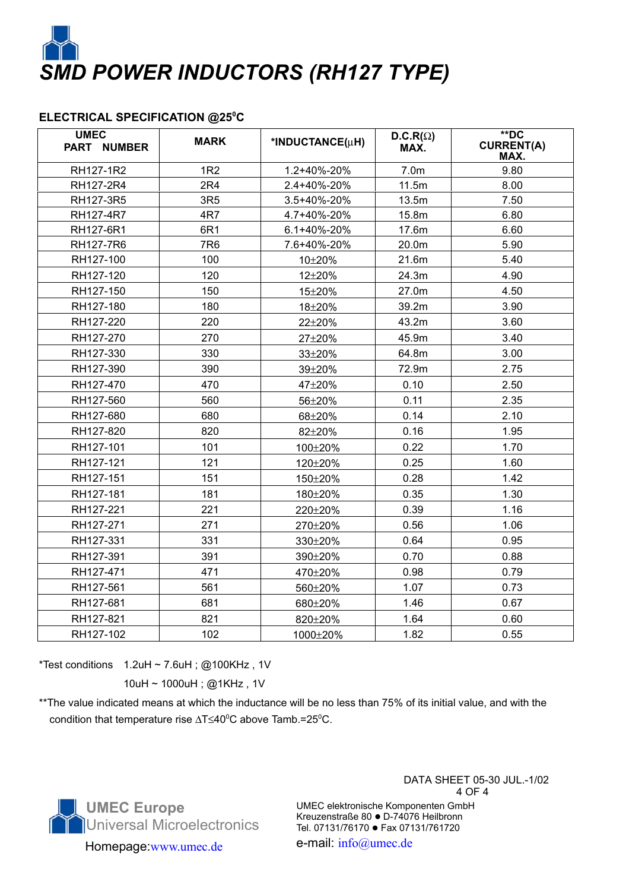# SMD POWER INDUCTORS (RH127 TYPE)

## ELECTRICAL SPECIFICATION @25$^0$C

| UMEC PART NUMBER | MARK | *INDUCTANCE($\mu$H) | D.C.R($\Omega$) MAX. | **DC CURRENT(A) MAX. |
|---|---|---|---|---|
| RH127-1R2 | 1R2 | 1.2+40%-20% | 7.0m | 9.80 |
| RH127-2R4 | 2R4 | 2.4+40%-20% | 11.5m | 8.00 |
| RH127-3R5 | 3R5 | 3.5+40%-20% | 13.5m | 7.50 |
| RH127-4R7 | 4R7 | 4.7+40%-20% | 15.8m | 6.80 |
| RH127-6R1 | 6R1 | 6.1+40%-20% | 17.6m | 6.60 |
| RH127-7R6 | 7R6 | 7.6+40%-20% | 20.0m | 5.90 |
| RH127-100 | 100 | 10±20% | 21.6m | 5.40 |
| RH127-120 | 120 | 12±20% | 24.3m | 4.90 |
| RH127-150 | 150 | 15±20% | 27.0m | 4.50 |
| RH127-180 | 180 | 18±20% | 39.2m | 3.90 |
| RH127-220 | 220 | 22±20% | 43.2m | 3.60 |
| RH127-270 | 270 | 27±20% | 45.9m | 3.40 |
| RH127-330 | 330 | 33±20% | 64.8m | 3.00 |
| RH127-390 | 390 | 39±20% | 72.9m | 2.75 |
| RH127-470 | 470 | 47±20% | 0.10 | 2.50 |
| RH127-560 | 560 | 56±20% | 0.11 | 2.35 |
| RH127-680 | 680 | 68±20% | 0.14 | 2.10 |
| RH127-820 | 820 | 82±20% | 0.16 | 1.95 |
| RH127-101 | 101 | 100±20% | 0.22 | 1.70 |
| RH127-121 | 121 | 120±20% | 0.25 | 1.60 |
| RH127-151 | 151 | 150±20% | 0.28 | 1.42 |
| RH127-181 | 181 | 180±20% | 0.35 | 1.30 |
| RH127-221 | 221 | 220±20% | 0.39 | 1.16 |
| RH127-271 | 271 | 270±20% | 0.56 | 1.06 |
| RH127-331 | 331 | 330±20% | 0.64 | 0.95 |
| RH127-391 | 391 | 390±20% | 0.70 | 0.88 |
| RH127-471 | 471 | 470±20% | 0.98 | 0.79 |
| RH127-561 | 561 | 560±20% | 1.07 | 0.73 |
| RH127-681 | 681 | 680±20% | 1.46 | 0.67 |
| RH127-821 | 821 | 820±20% | 1.64 | 0.60 |
| RH127-102 | 102 | 1000±20% | 1.82 | 0.55 |

*Test conditions 1.2uH ~ 7.6uH ; @100KHz , 1V

10uH ~ 1000uH ; @1KHz , 1V

**The value indicated means at which the inductance will be no less than 75% of its initial value, and with the condition that temperature rise $\Delta T \leq 40^0$C above Tamb.=25$^0$C.

DATA SHEET 05-30 JUL.-1/02

UMEC Europe
Universal Microelectronics

Homepage:www.umec.de

UMEC elektronische Komponenten GmbH
Kreuzenstraße 80 ● D-74076 Heilbronn
Tel. 07131/76170 ● Fax 07131/761720

e-mail: info@umec.de